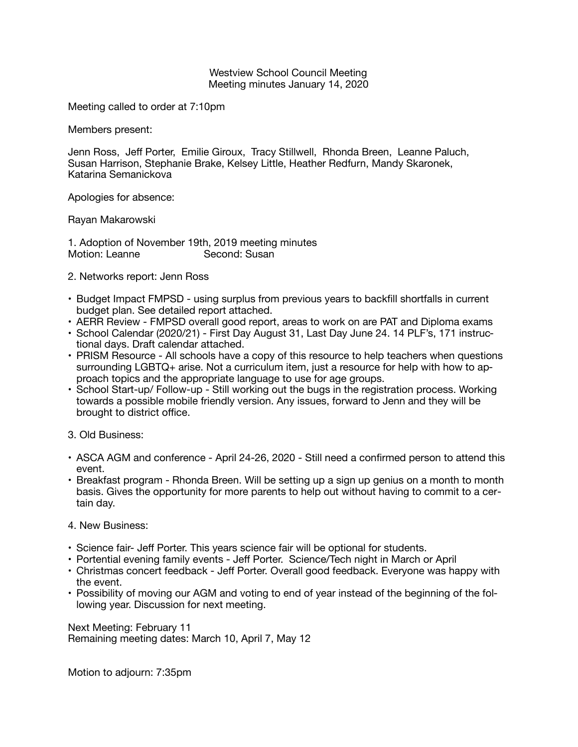Westview School Council Meeting
Meeting minutes January 14, 2020

Meeting called to order at 7:10pm

Members present:

Jenn Ross, Jeff Porter, Emilie Giroux, Tracy Stillwell, Rhonda Breen, Leanne Paluch, Susan Harrison, Stephanie Brake, Kelsey Little, Heather Redfurn, Mandy Skaronek, Katarina Semanickova

Apologies for absence:

Rayan Makarowski

1. Adoption of November 19th, 2019 meeting minutes
Motion: Leanne Second: Susan

2. Networks report: Jenn Ross

- Budget Impact FMPSD - using surplus from previous years to backfill shortfalls in current budget plan. See detailed report attached.
- AERR Review - FMPSD overall good report, areas to work on are PAT and Diploma exams
- School Calendar (2020/21) - First Day August 31, Last Day June 24. 14 PLF's, 171 instructional days. Draft calendar attached.
- PRISM Resource - All schools have a copy of this resource to help teachers when questions surrounding LGBTQ+ arise. Not a curriculum item, just a resource for help with how to approach topics and the appropriate language to use for age groups.
- School Start-up/ Follow-up - Still working out the bugs in the registration process. Working towards a possible mobile friendly version. Any issues, forward to Jenn and they will be brought to district office.

3. Old Business:

- ASCA AGM and conference - April 24-26, 2020 - Still need a confirmed person to attend this event.
- Breakfast program - Rhonda Breen. Will be setting up a sign up genius on a month to month basis. Gives the opportunity for more parents to help out without having to commit to a certain day.

4. New Business:

- Science fair- Jeff Porter. This years science fair will be optional for students.
- Portential evening family events - Jeff Porter. Science/Tech night in March or April
- Christmas concert feedback - Jeff Porter. Overall good feedback. Everyone was happy with the event.
- Possibility of moving our AGM and voting to end of year instead of the beginning of the following year. Discussion for next meeting.

Next Meeting: February 11
Remaining meeting dates: March 10, April 7, May 12

Motion to adjourn: 7:35pm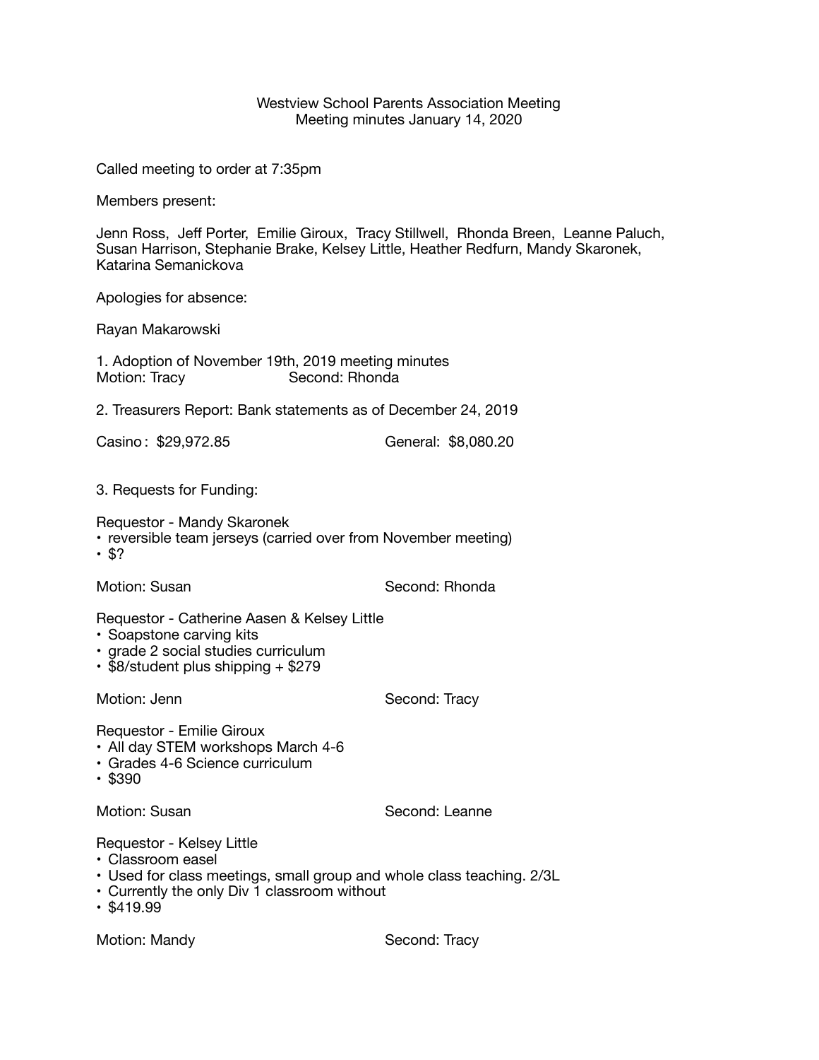Westview School Parents Association Meeting
Meeting minutes January 14, 2020

Called meeting to order at 7:35pm

Members present:

Jenn Ross, Jeff Porter, Emilie Giroux, Tracy Stillwell, Rhonda Breen, Leanne Paluch, Susan Harrison, Stephanie Brake, Kelsey Little, Heather Redfurn, Mandy Skaronek, Katarina Semanickova

Apologies for absence:

Rayan Makarowski

1. Adoption of November 19th, 2019 meeting minutes
Motion: Tracy Second: Rhonda

2. Treasurers Report: Bank statements as of December 24, 2019

Casino : $29,972.85 General: $8,080.20

3. Requests for Funding:

Requestor - Mandy Skaronek
- reversible team jerseys (carried over from November meeting)
- $?

Motion: Susan Second: Rhonda

Requestor - Catherine Aasen & Kelsey Little
- Soapstone carving kits
- grade 2 social studies curriculum
- $8/student plus shipping + $279

Motion: Jenn Second: Tracy

Requestor - Emilie Giroux
- All day STEM workshops March 4-6
- Grades 4-6 Science curriculum
- $390

Motion: Susan Second: Leanne

Requestor - Kelsey Little
- Classroom easel
- Used for class meetings, small group and whole class teaching. 2/3L
- Currently the only Div 1 classroom without
- $419.99

Motion: Mandy Second: Tracy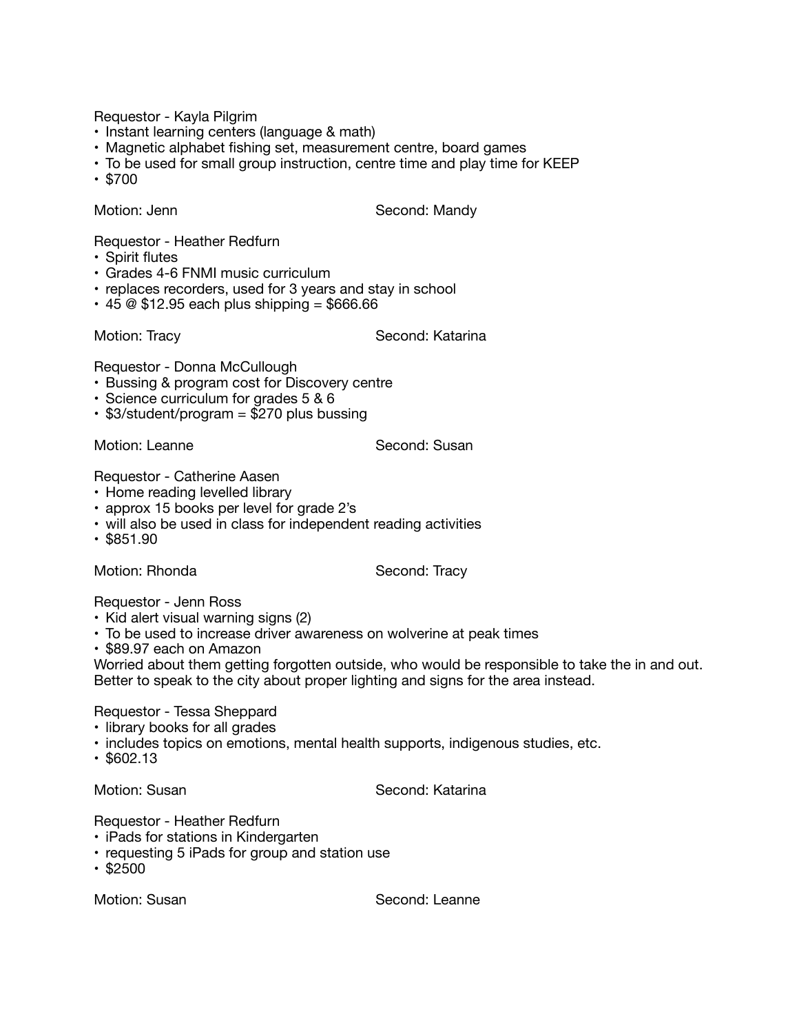Requestor - Kayla Pilgrim

- Instant learning centers (language & math)
- Magnetic alphabet fishing set, measurement centre, board games
- To be used for small group instruction, centre time and play time for KEEP
- $700

Motion: Jenn Second: Mandy

Requestor - Heather Redfurn

- Spirit flutes
- Grades 4-6 FNMI music curriculum
- replaces recorders, used for 3 years and stay in school
- 45 @ $12.95 each plus shipping = $666.66

Motion: Tracy Second: Katarina

Requestor - Donna McCullough

- Bussing & program cost for Discovery centre
- Science curriculum for grades 5 & 6
- $3/student/program = $270 plus bussing

Motion: Leanne Second: Susan

Requestor - Catherine Aasen

- Home reading levelled library
- approx 15 books per level for grade 2's
- will also be used in class for independent reading activities
- $851.90

Motion: Rhonda Second: Tracy

Requestor - Jenn Ross

- Kid alert visual warning signs (2)
- To be used to increase driver awareness on wolverine at peak times
- $89.97 each on Amazon

Worried about them getting forgotten outside, who would be responsible to take the in and out. Better to speak to the city about proper lighting and signs for the area instead.

Requestor - Tessa Sheppard

- library books for all grades
- includes topics on emotions, mental health supports, indigenous studies, etc.
- $602.13

Motion: Susan Second: Katarina

Requestor - Heather Redfurn

- iPads for stations in Kindergarten
- requesting 5 iPads for group and station use
- $2500

Motion: Susan Second: Leanne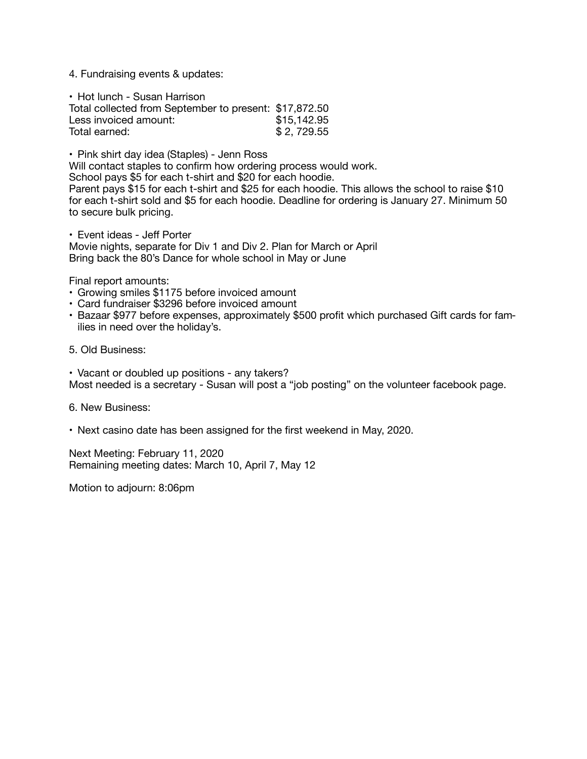4. Fundraising events & updates:

• Hot lunch - Susan Harrison

| | |
|---|---|
| Total collected from September to present: | $17,872.50 |
| Less invoiced amount: | $15,142.95 |
| Total earned: | $ 2, 729.55 |

• Pink shirt day idea (Staples) - Jenn Ross
Will contact staples to confirm how ordering process would work.
School pays $5 for each t-shirt and $20 for each hoodie.
Parent pays $15 for each t-shirt and $25 for each hoodie. This allows the school to raise $10 for each t-shirt sold and $5 for each hoodie. Deadline for ordering is January 27. Minimum 50 to secure bulk pricing.

• Event ideas - Jeff Porter
Movie nights, separate for Div 1 and Div 2. Plan for March or April
Bring back the 80's Dance for whole school in May or June

Final report amounts:
- Growing smiles $1175 before invoiced amount
- Card fundraiser $3296 before invoiced amount
- Bazaar $977 before expenses, approximately $500 profit which purchased Gift cards for families in need over the holiday's.

5. Old Business:

• Vacant or doubled up positions - any takers?
Most needed is a secretary - Susan will post a "job posting" on the volunteer facebook page.

6. New Business:

• Next casino date has been assigned for the first weekend in May, 2020.

Next Meeting: February 11, 2020
Remaining meeting dates: March 10, April 7, May 12

Motion to adjourn: 8:06pm